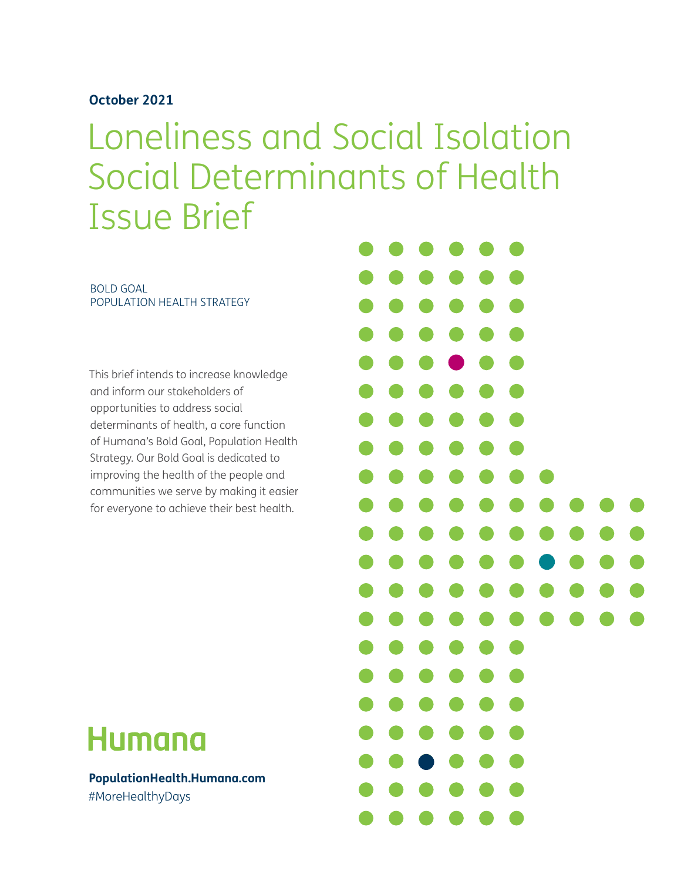**October 2021**

# Loneliness and Social Isolation Social Determinants of Health Issue Brief

BOLD GOAL
POPULATION HEALTH STRATEGY

This brief intends to increase knowledge and inform our stakeholders of opportunities to address social determinants of health, a core function of Humana's Bold Goal, Population Health Strategy. Our Bold Goal is dedicated to improving the health of the people and communities we serve by making it easier for everyone to achieve their best health.

Humana

**PopulationHealth.Humana.com**
#MoreHealthyDays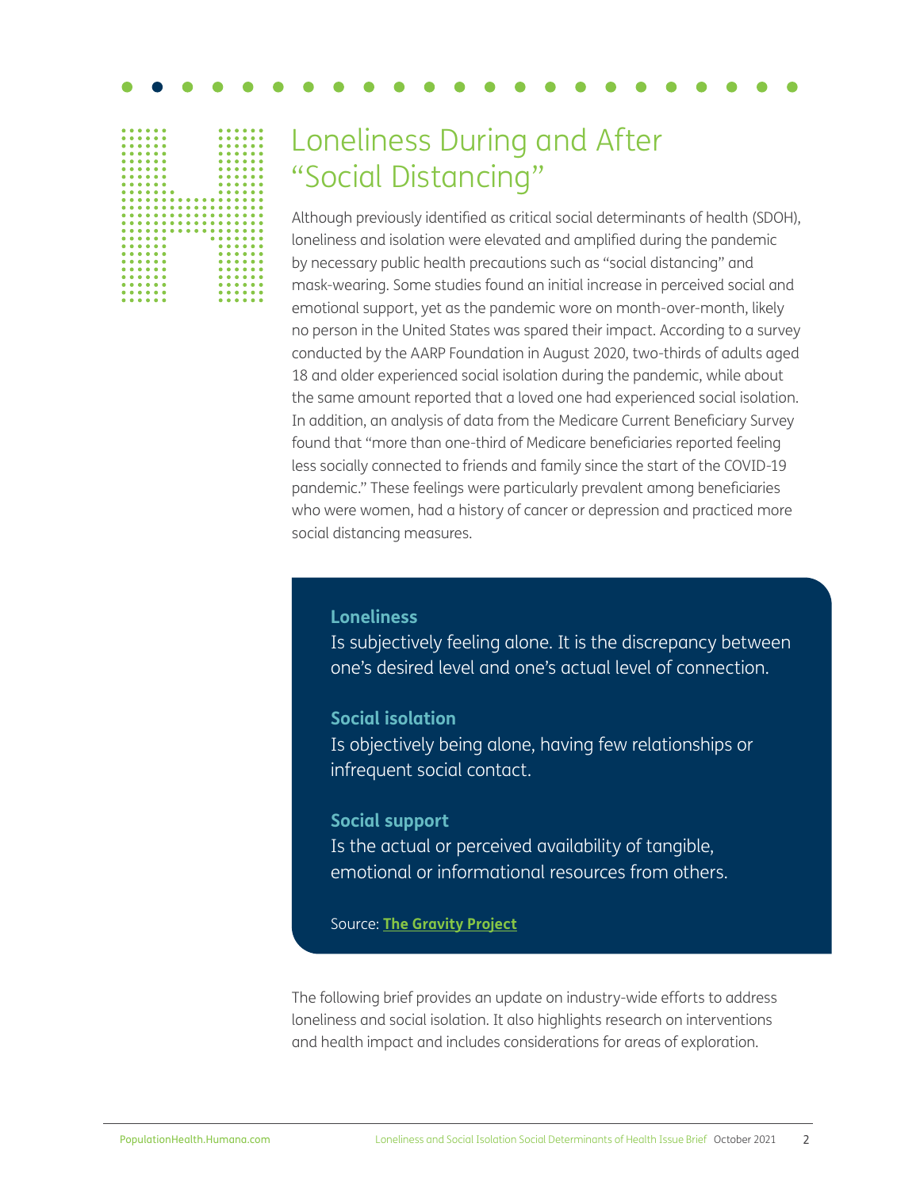# Loneliness During and After "Social Distancing"

Although previously identified as critical social determinants of health (SDOH), loneliness and isolation were elevated and amplified during the pandemic by necessary public health precautions such as "social distancing" and mask-wearing. Some studies found an initial increase in perceived social and emotional support, yet as the pandemic wore on month-over-month, likely no person in the United States was spared their impact. According to a survey conducted by the AARP Foundation in August 2020, two-thirds of adults aged 18 and older experienced social isolation during the pandemic, while about the same amount reported that a loved one had experienced social isolation. In addition, an analysis of data from the Medicare Current Beneficiary Survey found that "more than one-third of Medicare beneficiaries reported feeling less socially connected to friends and family since the start of the COVID-19 pandemic." These feelings were particularly prevalent among beneficiaries who were women, had a history of cancer or depression and practiced more social distancing measures.

**Loneliness**
Is subjectively feeling alone. It is the discrepancy between one's desired level and one's actual level of connection.

**Social isolation**
Is objectively being alone, having few relationships or infrequent social contact.

**Social support**
Is the actual or perceived availability of tangible, emotional or informational resources from others.

Source: **The Gravity Project**

The following brief provides an update on industry-wide efforts to address loneliness and social isolation. It also highlights research on interventions and health impact and includes considerations for areas of exploration.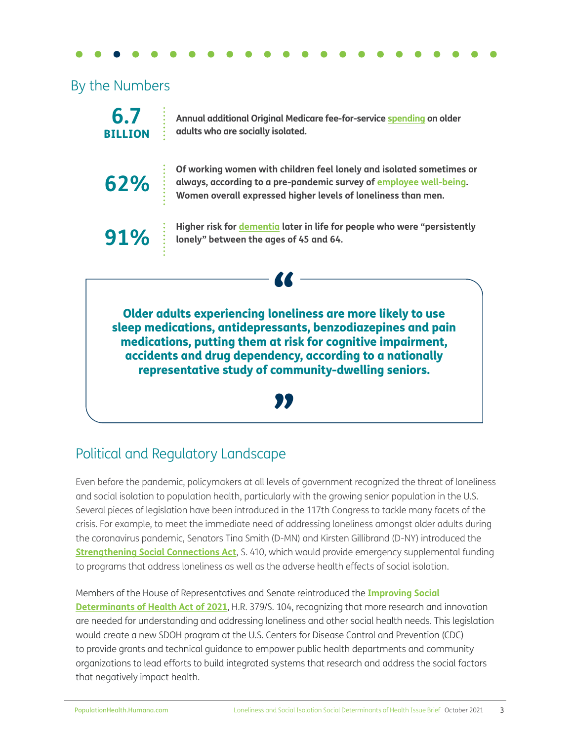## By the Numbers

**6.7 BILLION**

**Annual additional Original Medicare fee-for-service spending on older adults who are socially isolated.**

**62%**

**Of working women with children feel lonely and isolated sometimes or always, according to a pre-pandemic survey of employee well-being. Women overall expressed higher levels of loneliness than men.**

**91%**

**Higher risk for dementia later in life for people who were "persistently lonely" between the ages of 45 and 64.**

> **Older adults experiencing loneliness are more likely to use sleep medications, antidepressants, benzodiazepines and pain medications, putting them at risk for cognitive impairment, accidents and drug dependency, according to a nationally representative study of community-dwelling seniors.**

## Political and Regulatory Landscape

Even before the pandemic, policymakers at all levels of government recognized the threat of loneliness and social isolation to population health, particularly with the growing senior population in the U.S. Several pieces of legislation have been introduced in the 117th Congress to tackle many facets of the crisis. For example, to meet the immediate need of addressing loneliness amongst older adults during the coronavirus pandemic, Senators Tina Smith (D-MN) and Kirsten Gillibrand (D-NY) introduced the **Strengthening Social Connections Act**, S. 410, which would provide emergency supplemental funding to programs that address loneliness as well as the adverse health effects of social isolation.

Members of the House of Representatives and Senate reintroduced the **Improving Social Determinants of Health Act of 2021**, H.R. 379/S. 104, recognizing that more research and innovation are needed for understanding and addressing loneliness and other social health needs. This legislation would create a new SDOH program at the U.S. Centers for Disease Control and Prevention (CDC) to provide grants and technical guidance to empower public health departments and community organizations to lead efforts to build integrated systems that research and address the social factors that negatively impact health.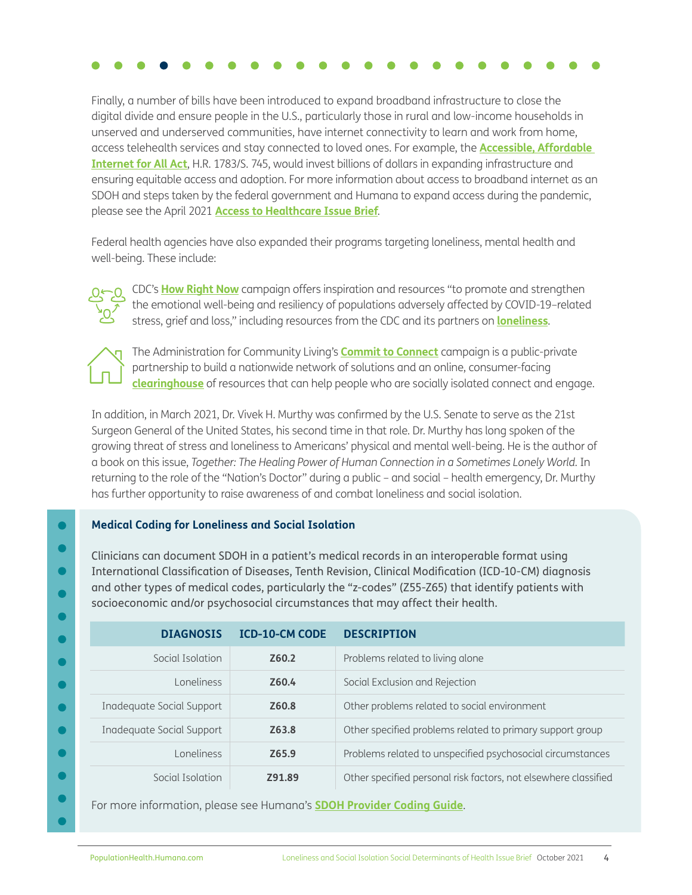Finally, a number of bills have been introduced to expand broadband infrastructure to close the digital divide and ensure people in the U.S., particularly those in rural and low-income households in unserved and underserved communities, have internet connectivity to learn and work from home, access telehealth services and stay connected to loved ones. For example, the **Accessible, Affordable Internet for All Act**, H.R. 1783/S. 745, would invest billions of dollars in expanding infrastructure and ensuring equitable access and adoption. For more information about access to broadband internet as an SDOH and steps taken by the federal government and Humana to expand access during the pandemic, please see the April 2021 **Access to Healthcare Issue Brief**.

Federal health agencies have also expanded their programs targeting loneliness, mental health and well-being. These include:

- CDC's **How Right Now** campaign offers inspiration and resources "to promote and strengthen the emotional well-being and resiliency of populations adversely affected by COVID-19–related stress, grief and loss," including resources from the CDC and its partners on **loneliness**.
- The Administration for Community Living's **Commit to Connect** campaign is a public-private partnership to build a nationwide network of solutions and an online, consumer-facing **clearinghouse** of resources that can help people who are socially isolated connect and engage.

In addition, in March 2021, Dr. Vivek H. Murthy was confirmed by the U.S. Senate to serve as the 21st Surgeon General of the United States, his second time in that role. Dr. Murthy has long spoken of the growing threat of stress and loneliness to Americans' physical and mental well-being. He is the author of a book on this issue, *Together: The Healing Power of Human Connection in a Sometimes Lonely World.* In returning to the role of the "Nation's Doctor" during a public – and social – health emergency, Dr. Murthy has further opportunity to raise awareness of and combat loneliness and social isolation.

### Medical Coding for Loneliness and Social Isolation

Clinicians can document SDOH in a patient's medical records in an interoperable format using International Classification of Diseases, Tenth Revision, Clinical Modification (ICD-10-CM) diagnosis and other types of medical codes, particularly the "z-codes" (Z55-Z65) that identify patients with socioeconomic and/or psychosocial circumstances that may affect their health.

| DIAGNOSIS | ICD-10-CM CODE | DESCRIPTION |
|---|---|---|
| Social Isolation | **Z60.2** | Problems related to living alone |
| Loneliness | **Z60.4** | Social Exclusion and Rejection |
| Inadequate Social Support | **Z60.8** | Other problems related to social environment |
| Inadequate Social Support | **Z63.8** | Other specified problems related to primary support group |
| Loneliness | **Z65.9** | Problems related to unspecified psychosocial circumstances |
| Social Isolation | **Z91.89** | Other specified personal risk factors, not elsewhere classified |

For more information, please see Humana's **SDOH Provider Coding Guide**.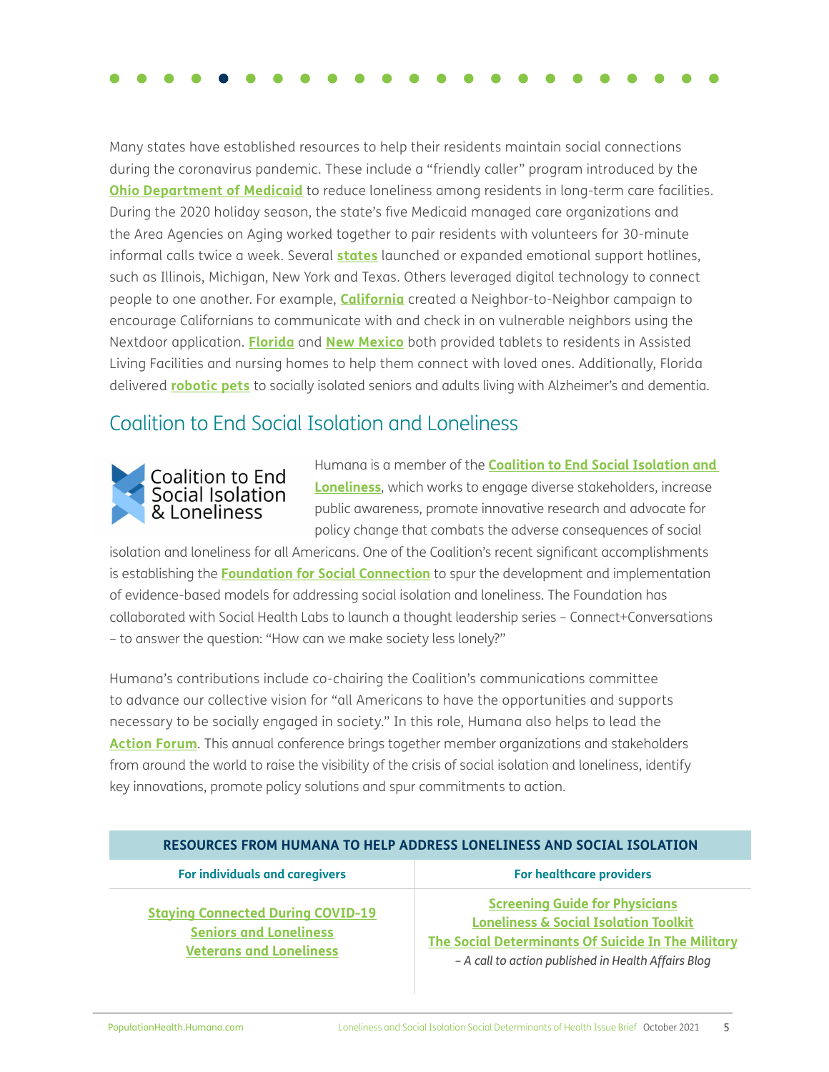Many states have established resources to help their residents maintain social connections during the coronavirus pandemic. These include a "friendly caller" program introduced by the **Ohio Department of Medicaid** to reduce loneliness among residents in long-term care facilities. During the 2020 holiday season, the state's five Medicaid managed care organizations and the Area Agencies on Aging worked together to pair residents with volunteers for 30-minute informal calls twice a week. Several **states** launched or expanded emotional support hotlines, such as Illinois, Michigan, New York and Texas. Others leveraged digital technology to connect people to one another. For example, **California** created a Neighbor-to-Neighbor campaign to encourage Californians to communicate with and check in on vulnerable neighbors using the Nextdoor application. **Florida** and **New Mexico** both provided tablets to residents in Assisted Living Facilities and nursing homes to help them connect with loved ones. Additionally, Florida delivered **robotic pets** to socially isolated seniors and adults living with Alzheimer's and dementia.

## Coalition to End Social Isolation and Loneliness

Coalition to End Social Isolation & Loneliness

Humana is a member of the **Coalition to End Social Isolation and Loneliness**, which works to engage diverse stakeholders, increase public awareness, promote innovative research and advocate for policy change that combats the adverse consequences of social isolation and loneliness for all Americans. One of the Coalition's recent significant accomplishments is establishing the **Foundation for Social Connection** to spur the development and implementation of evidence-based models for addressing social isolation and loneliness. The Foundation has collaborated with Social Health Labs to launch a thought leadership series – Connect+Conversations – to answer the question: "How can we make society less lonely?"

Humana's contributions include co-chairing the Coalition's communications committee to advance our collective vision for "all Americans to have the opportunities and supports necessary to be socially engaged in society." In this role, Humana also helps to lead the **Action Forum**. This annual conference brings together member organizations and stakeholders from around the world to raise the visibility of the crisis of social isolation and loneliness, identify key innovations, promote policy solutions and spur commitments to action.

| RESOURCES FROM HUMANA TO HELP ADDRESS LONELINESS AND SOCIAL ISOLATION | |
|---|---|
| **For individuals and caregivers** | **For healthcare providers** |
| Staying Connected During COVID-19<br>Seniors and Loneliness<br>Veterans and Loneliness | Screening Guide for Physicians<br>Loneliness & Social Isolation Toolkit<br>The Social Determinants Of Suicide In The Military<br>*– A call to action published in Health Affairs Blog* |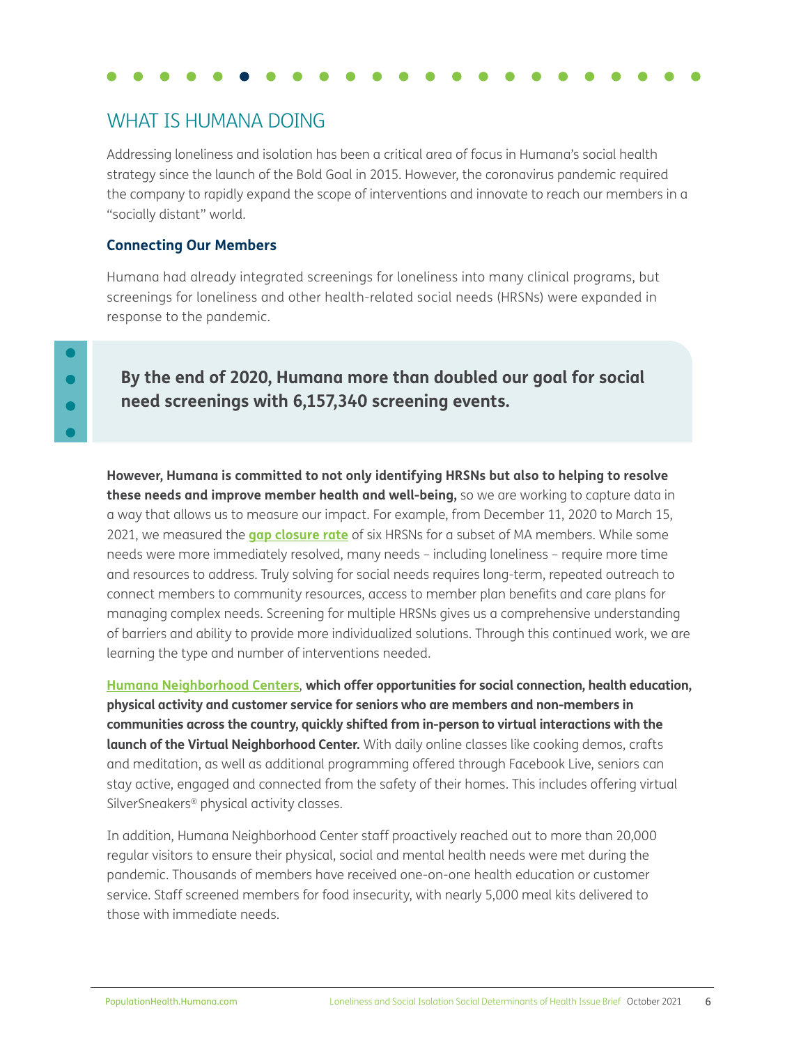## WHAT IS HUMANA DOING

Addressing loneliness and isolation has been a critical area of focus in Humana's social health strategy since the launch of the Bold Goal in 2015. However, the coronavirus pandemic required the company to rapidly expand the scope of interventions and innovate to reach our members in a "socially distant" world.

### Connecting Our Members

Humana had already integrated screenings for loneliness into many clinical programs, but screenings for loneliness and other health-related social needs (HRSNs) were expanded in response to the pandemic.

> **By the end of 2020, Humana more than doubled our goal for social need screenings with 6,157,340 screening events.**

**However, Humana is committed to not only identifying HRSNs but also to helping to resolve these needs and improve member health and well-being,** so we are working to capture data in a way that allows us to measure our impact. For example, from December 11, 2020 to March 15, 2021, we measured the **gap closure rate** of six HRSNs for a subset of MA members. While some needs were more immediately resolved, many needs – including loneliness – require more time and resources to address. Truly solving for social needs requires long-term, repeated outreach to connect members to community resources, access to member plan benefits and care plans for managing complex needs. Screening for multiple HRSNs gives us a comprehensive understanding of barriers and ability to provide more individualized solutions. Through this continued work, we are learning the type and number of interventions needed.

Humana Neighborhood Centers, **which offer opportunities for social connection, health education, physical activity and customer service for seniors who are members and non-members in communities across the country, quickly shifted from in-person to virtual interactions with the launch of the Virtual Neighborhood Center.** With daily online classes like cooking demos, crafts and meditation, as well as additional programming offered through Facebook Live, seniors can stay active, engaged and connected from the safety of their homes. This includes offering virtual SilverSneakers® physical activity classes.

In addition, Humana Neighborhood Center staff proactively reached out to more than 20,000 regular visitors to ensure their physical, social and mental health needs were met during the pandemic. Thousands of members have received one-on-one health education or customer service. Staff screened members for food insecurity, with nearly 5,000 meal kits delivered to those with immediate needs.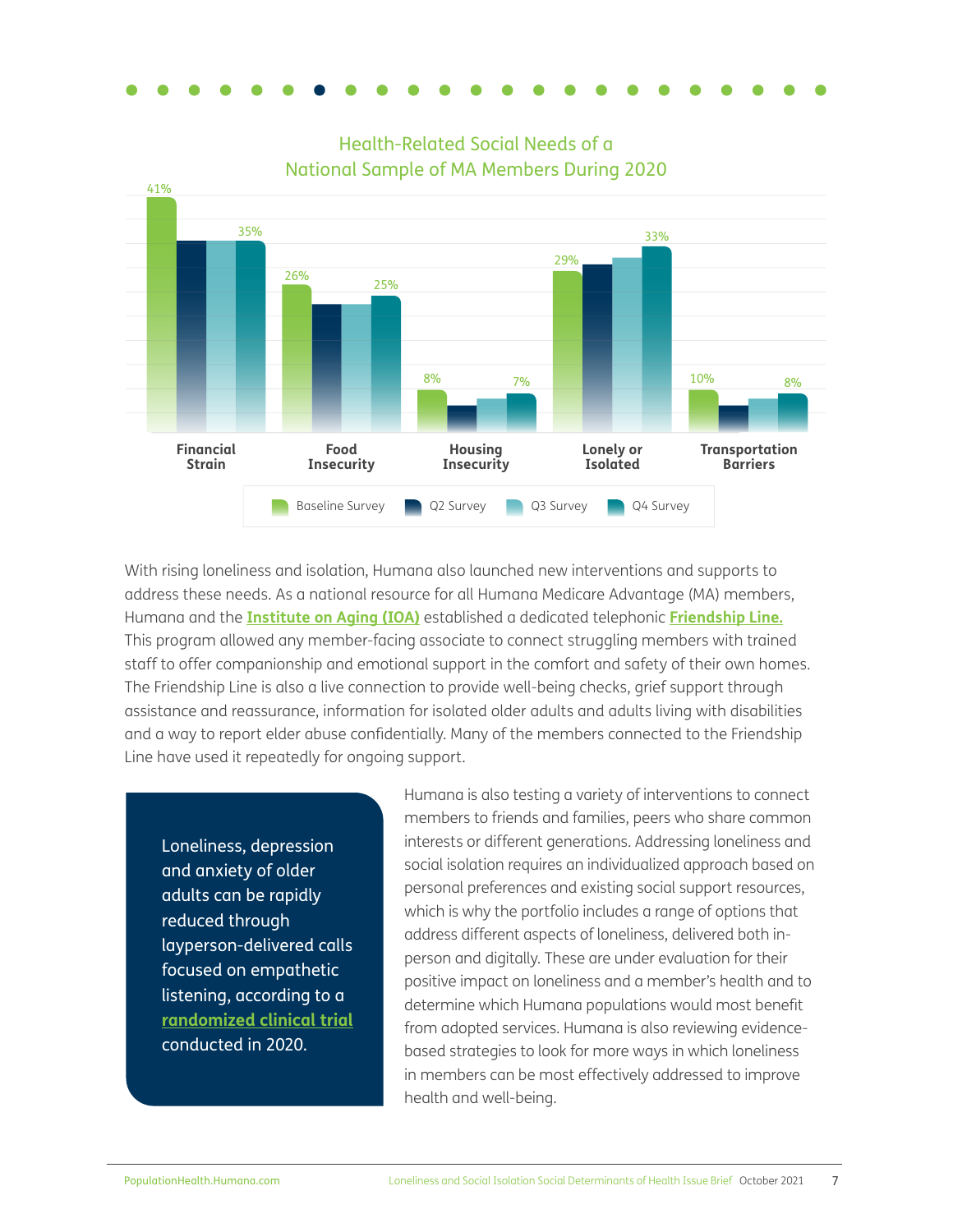## Health-Related Social Needs of a National Sample of MA Members During 2020

| | Baseline Survey | Q2 Survey | Q3 Survey | Q4 Survey |
|---|---|---|---|---|
| Financial Strain | 41% | | | 35% |
| Food Insecurity | 26% | | | 25% |
| Housing Insecurity | 8% | | | 7% |
| Lonely or Isolated | 29% | | | 33% |
| Transportation Barriers | 10% | | | 8% |

With rising loneliness and isolation, Humana also launched new interventions and supports to address these needs. As a national resource for all Humana Medicare Advantage (MA) members, Humana and the **Institute on Aging (IOA)** established a dedicated telephonic **Friendship Line.** This program allowed any member-facing associate to connect struggling members with trained staff to offer companionship and emotional support in the comfort and safety of their own homes. The Friendship Line is also a live connection to provide well-being checks, grief support through assistance and reassurance, information for isolated older adults and adults living with disabilities and a way to report elder abuse confidentially. Many of the members connected to the Friendship Line have used it repeatedly for ongoing support.

> Loneliness, depression and anxiety of older adults can be rapidly reduced through layperson-delivered calls focused on empathetic listening, according to a **randomized clinical trial** conducted in 2020.

Humana is also testing a variety of interventions to connect members to friends and families, peers who share common interests or different generations. Addressing loneliness and social isolation requires an individualized approach based on personal preferences and existing social support resources, which is why the portfolio includes a range of options that address different aspects of loneliness, delivered both in-person and digitally. These are under evaluation for their positive impact on loneliness and a member's health and to determine which Humana populations would most benefit from adopted services. Humana is also reviewing evidence-based strategies to look for more ways in which loneliness in members can be most effectively addressed to improve health and well-being.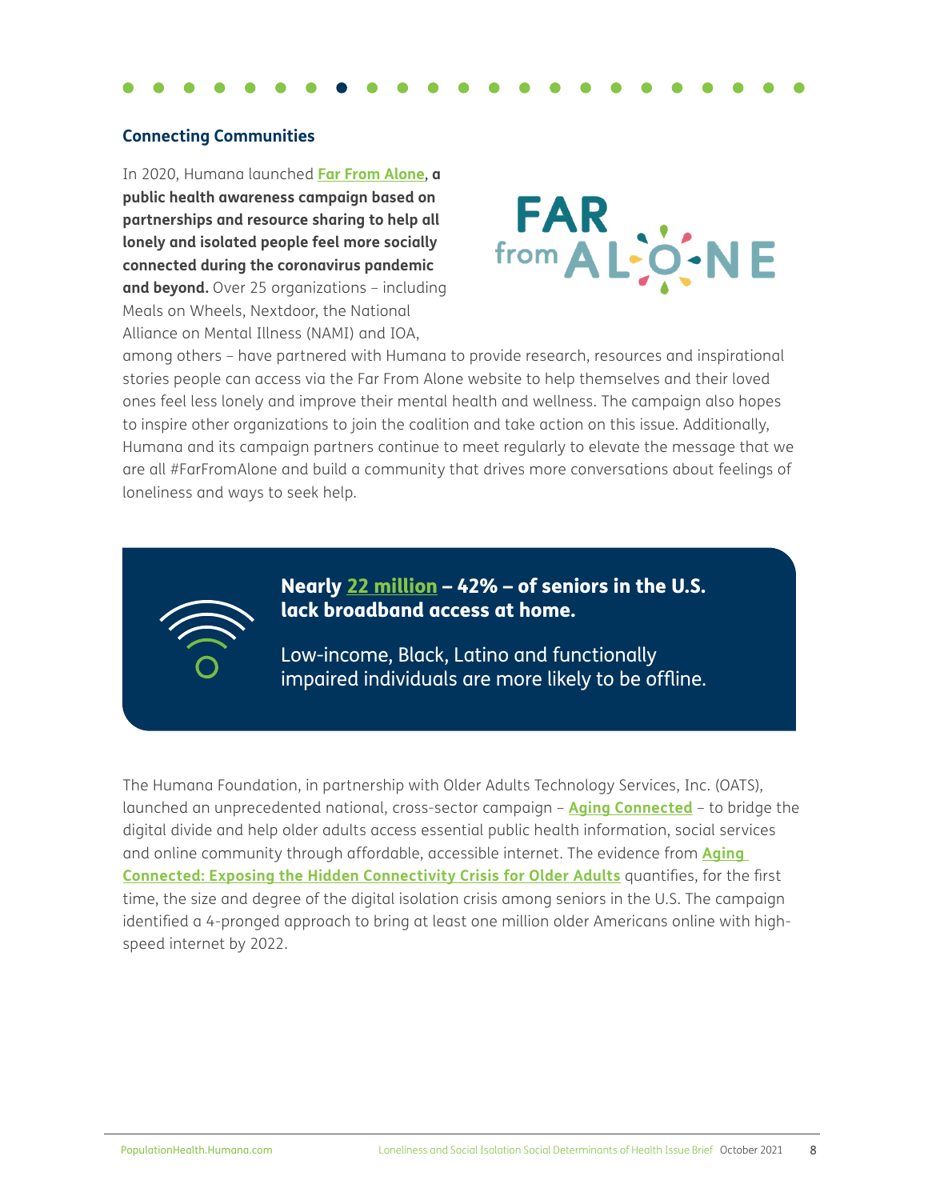### Connecting Communities

In 2020, Humana launched Far From Alone, **a public health awareness campaign based on partnerships and resource sharing to help all lonely and isolated people feel more socially connected during the coronavirus pandemic and beyond.** Over 25 organizations – including Meals on Wheels, Nextdoor, the National Alliance on Mental Illness (NAMI) and IOA, among others – have partnered with Humana to provide research, resources and inspirational stories people can access via the Far From Alone website to help themselves and their loved ones feel less lonely and improve their mental health and wellness. The campaign also hopes to inspire other organizations to join the coalition and take action on this issue. Additionally, Humana and its campaign partners continue to meet regularly to elevate the message that we are all #FarFromAlone and build a community that drives more conversations about feelings of loneliness and ways to seek help.

**Nearly 22 million – 42% – of seniors in the U.S. lack broadband access at home.**

Low-income, Black, Latino and functionally impaired individuals are more likely to be offline.

The Humana Foundation, in partnership with Older Adults Technology Services, Inc. (OATS), launched an unprecedented national, cross-sector campaign – Aging Connected – to bridge the digital divide and help older adults access essential public health information, social services and online community through affordable, accessible internet. The evidence from Aging Connected: Exposing the Hidden Connectivity Crisis for Older Adults quantifies, for the first time, the size and degree of the digital isolation crisis among seniors in the U.S. The campaign identified a 4-pronged approach to bring at least one million older Americans online with high-speed internet by 2022.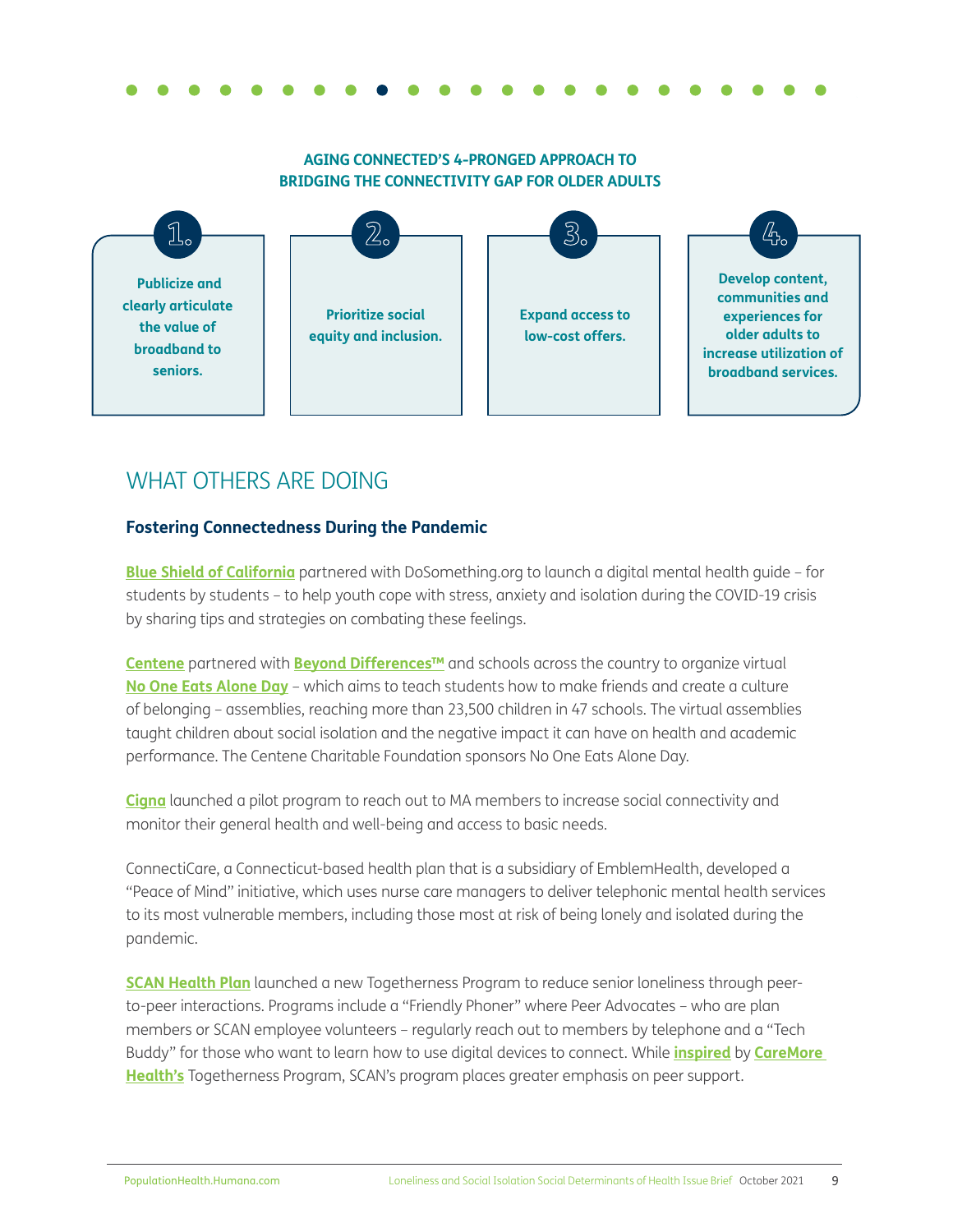**AGING CONNECTED'S 4-PRONGED APPROACH TO BRIDGING THE CONNECTIVITY GAP FOR OLDER ADULTS**

1. **Publicize and clearly articulate the value of broadband to seniors.**
2. **Prioritize social equity and inclusion.**
3. **Expand access to low-cost offers.**
4. **Develop content, communities and experiences for older adults to increase utilization of broadband services.**

## WHAT OTHERS ARE DOING

### Fostering Connectedness During the Pandemic

**Blue Shield of California** partnered with DoSomething.org to launch a digital mental health guide – for students by students – to help youth cope with stress, anxiety and isolation during the COVID-19 crisis by sharing tips and strategies on combating these feelings.

**Centene** partnered with **Beyond Differences™** and schools across the country to organize virtual **No One Eats Alone Day** – which aims to teach students how to make friends and create a culture of belonging – assemblies, reaching more than 23,500 children in 47 schools. The virtual assemblies taught children about social isolation and the negative impact it can have on health and academic performance. The Centene Charitable Foundation sponsors No One Eats Alone Day.

**Cigna** launched a pilot program to reach out to MA members to increase social connectivity and monitor their general health and well-being and access to basic needs.

ConnectiCare, a Connecticut-based health plan that is a subsidiary of EmblemHealth, developed a "Peace of Mind" initiative, which uses nurse care managers to deliver telephonic mental health services to its most vulnerable members, including those most at risk of being lonely and isolated during the pandemic.

**SCAN Health Plan** launched a new Togetherness Program to reduce senior loneliness through peer-to-peer interactions. Programs include a "Friendly Phoner" where Peer Advocates – who are plan members or SCAN employee volunteers – regularly reach out to members by telephone and a "Tech Buddy" for those who want to learn how to use digital devices to connect. While **inspired** by **CareMore Health's** Togetherness Program, SCAN's program places greater emphasis on peer support.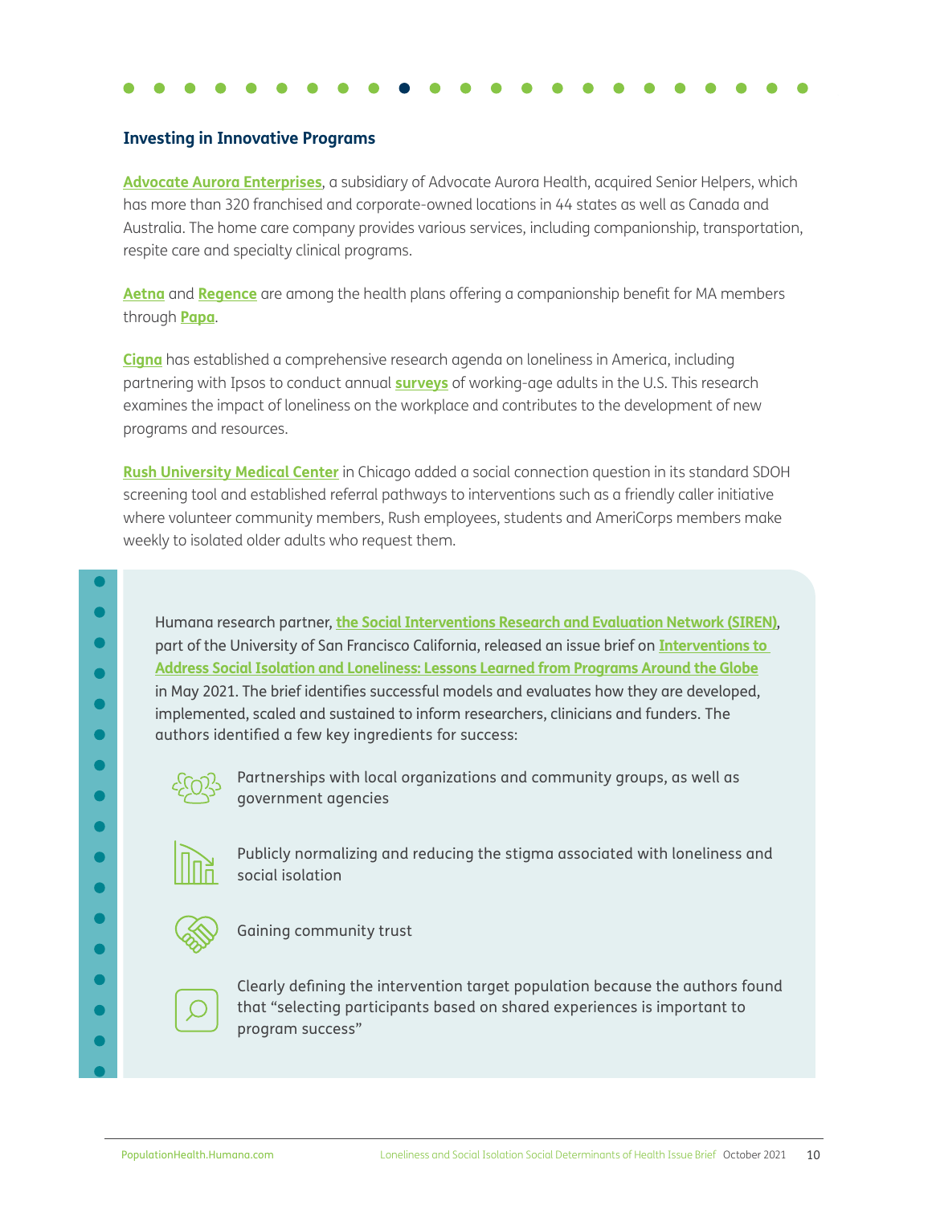### Investing in Innovative Programs

**Advocate Aurora Enterprises**, a subsidiary of Advocate Aurora Health, acquired Senior Helpers, which has more than 320 franchised and corporate-owned locations in 44 states as well as Canada and Australia. The home care company provides various services, including companionship, transportation, respite care and specialty clinical programs.

**Aetna** and **Regence** are among the health plans offering a companionship benefit for MA members through **Papa**.

**Cigna** has established a comprehensive research agenda on loneliness in America, including partnering with Ipsos to conduct annual **surveys** of working-age adults in the U.S. This research examines the impact of loneliness on the workplace and contributes to the development of new programs and resources.

**Rush University Medical Center** in Chicago added a social connection question in its standard SDOH screening tool and established referral pathways to interventions such as a friendly caller initiative where volunteer community members, Rush employees, students and AmeriCorps members make weekly to isolated older adults who request them.

Humana research partner, **the Social Interventions Research and Evaluation Network (SIREN)**, part of the University of San Francisco California, released an issue brief on **Interventions to Address Social Isolation and Loneliness: Lessons Learned from Programs Around the Globe** in May 2021. The brief identifies successful models and evaluates how they are developed, implemented, scaled and sustained to inform researchers, clinicians and funders. The authors identified a few key ingredients for success:

- Partnerships with local organizations and community groups, as well as government agencies
- Publicly normalizing and reducing the stigma associated with loneliness and social isolation
- Gaining community trust
- Clearly defining the intervention target population because the authors found that "selecting participants based on shared experiences is important to program success"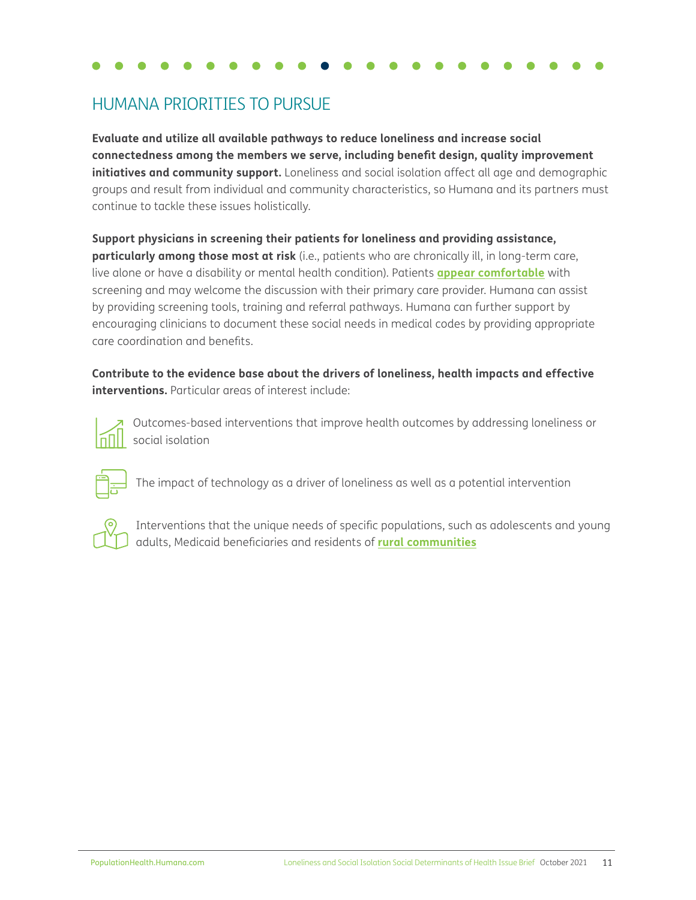## HUMANA PRIORITIES TO PURSUE

**Evaluate and utilize all available pathways to reduce loneliness and increase social connectedness among the members we serve, including benefit design, quality improvement initiatives and community support.** Loneliness and social isolation affect all age and demographic groups and result from individual and community characteristics, so Humana and its partners must continue to tackle these issues holistically.

**Support physicians in screening their patients for loneliness and providing assistance, particularly among those most at risk** (i.e., patients who are chronically ill, in long-term care, live alone or have a disability or mental health condition). Patients **appear comfortable** with screening and may welcome the discussion with their primary care provider. Humana can assist by providing screening tools, training and referral pathways. Humana can further support by encouraging clinicians to document these social needs in medical codes by providing appropriate care coordination and benefits.

**Contribute to the evidence base about the drivers of loneliness, health impacts and effective interventions.** Particular areas of interest include:

- Outcomes-based interventions that improve health outcomes by addressing loneliness or social isolation
- The impact of technology as a driver of loneliness as well as a potential intervention
- Interventions that the unique needs of specific populations, such as adolescents and young adults, Medicaid beneficiaries and residents of **rural communities**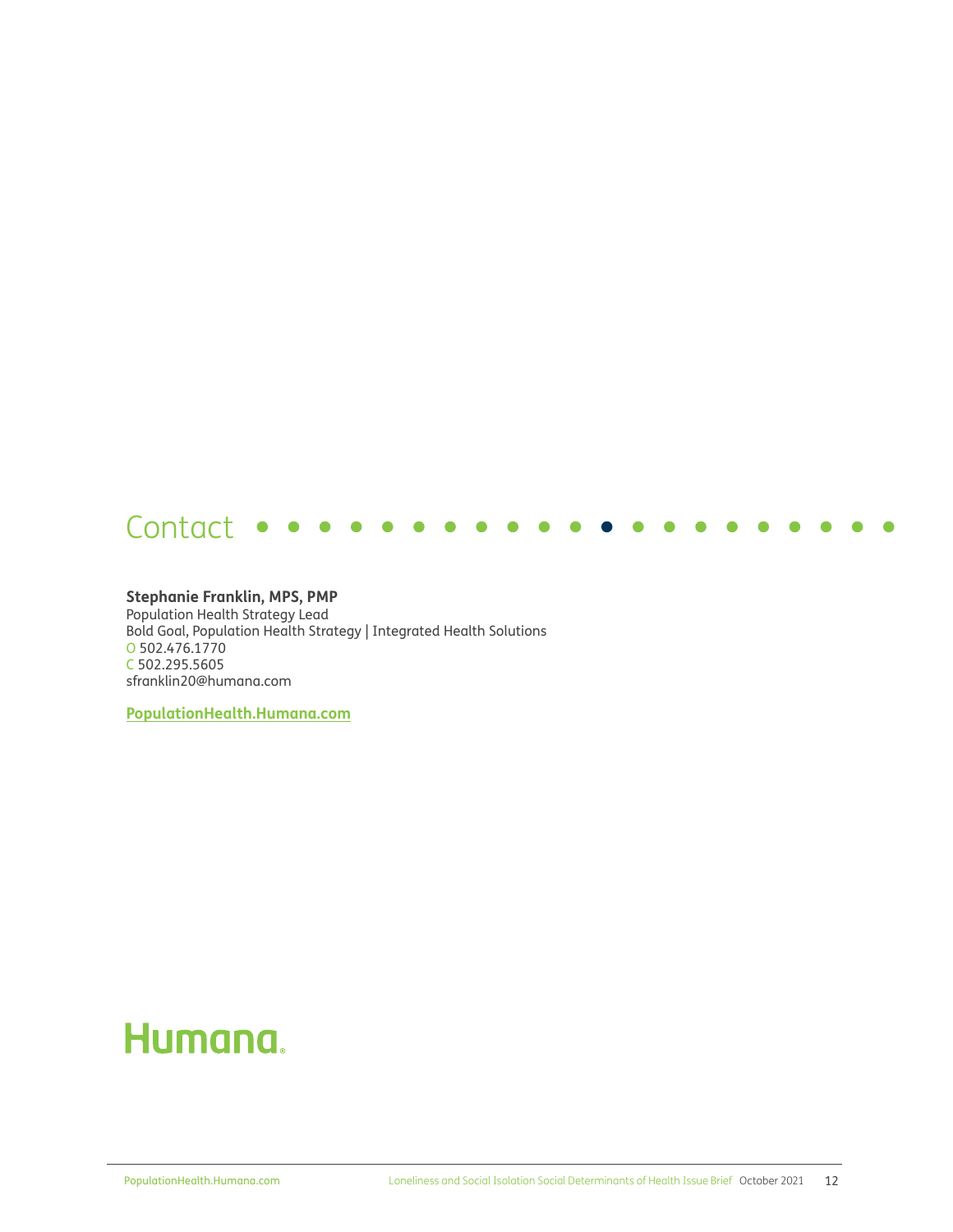## Contact

**Stephanie Franklin, MPS, PMP**
Population Health Strategy Lead
Bold Goal, Population Health Strategy | Integrated Health Solutions
O 502.476.1770
C 502.295.5605
sfranklin20@humana.com

**PopulationHealth.Humana.com**

Humana.